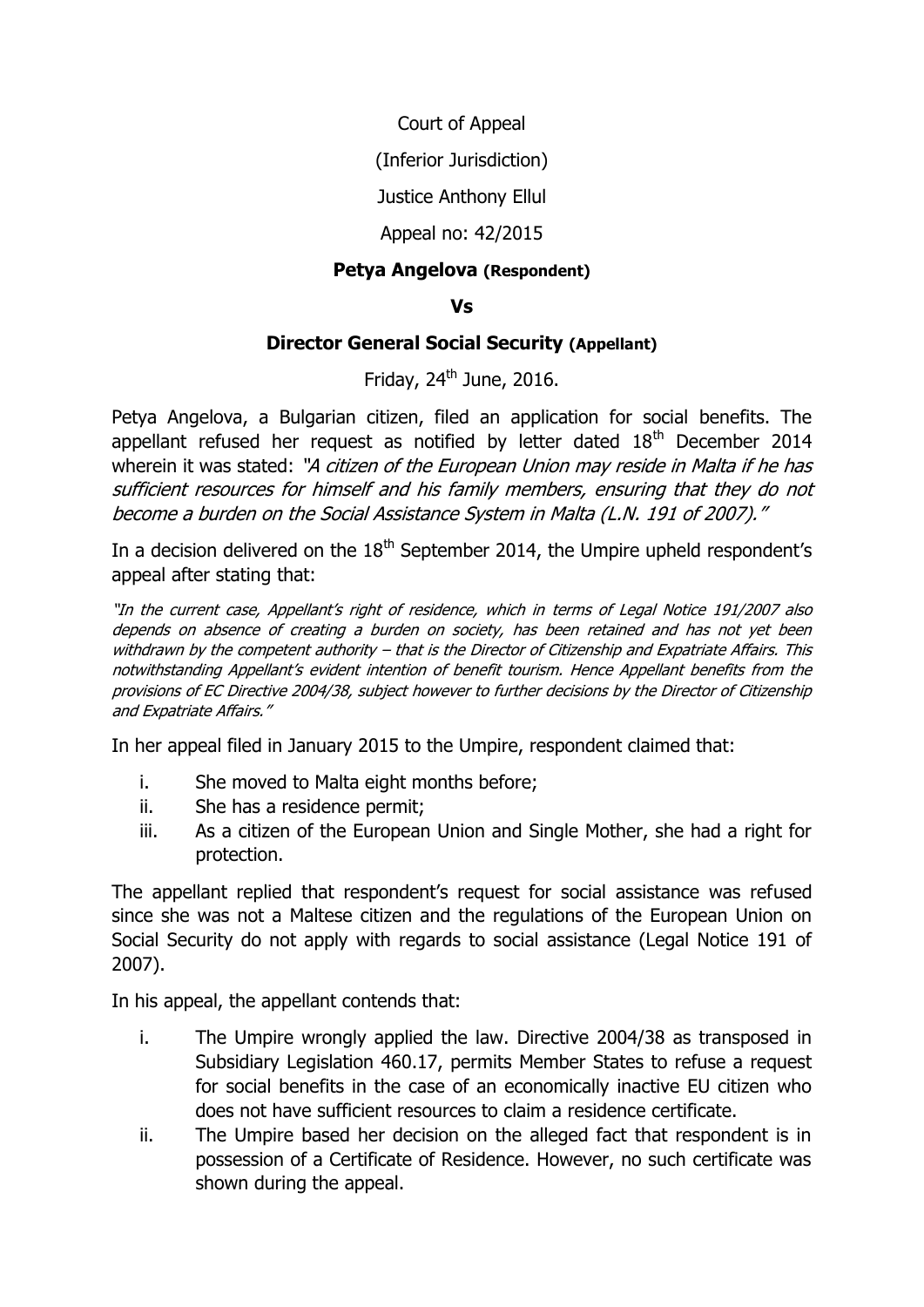Court of Appeal

(Inferior Jurisdiction)

Justice Anthony Ellul

Appeal no: 42/2015

**Petya Angelova (Respondent)**

**Vs**

**Director General Social Security (Appellant)**

Friday, 24th June, 2016.

Petya Angelova, a Bulgarian citizen, filed an application for social benefits. The appellant refused her request as notified by letter dated 18th December 2014 wherein it was stated: *"A citizen of the European Union may reside in Malta if he has sufficient resources for himself and his family members, ensuring that they do not become a burden on the Social Assistance System in Malta (L.N. 191 of 2007)."*

In a decision delivered on the 18th September 2014, the Umpire upheld respondent's appeal after stating that:

*"In the current case, Appellant's right of residence, which in terms of Legal Notice 191/2007 also depends on absence of creating a burden on society, has been retained and has not yet been withdrawn by the competent authority – that is the Director of Citizenship and Expatriate Affairs. This notwithstanding Appellant's evident intention of benefit tourism. Hence Appellant benefits from the provisions of EC Directive 2004/38, subject however to further decisions by the Director of Citizenship and Expatriate Affairs."*

In her appeal filed in January 2015 to the Umpire, respondent claimed that:

i. She moved to Malta eight months before;
ii. She has a residence permit;
iii. As a citizen of the European Union and Single Mother, she had a right for protection.

The appellant replied that respondent's request for social assistance was refused since she was not a Maltese citizen and the regulations of the European Union on Social Security do not apply with regards to social assistance (Legal Notice 191 of 2007).

In his appeal, the appellant contends that:

i. The Umpire wrongly applied the law. Directive 2004/38 as transposed in Subsidiary Legislation 460.17, permits Member States to refuse a request for social benefits in the case of an economically inactive EU citizen who does not have sufficient resources to claim a residence certificate.
ii. The Umpire based her decision on the alleged fact that respondent is in possession of a Certificate of Residence. However, no such certificate was shown during the appeal.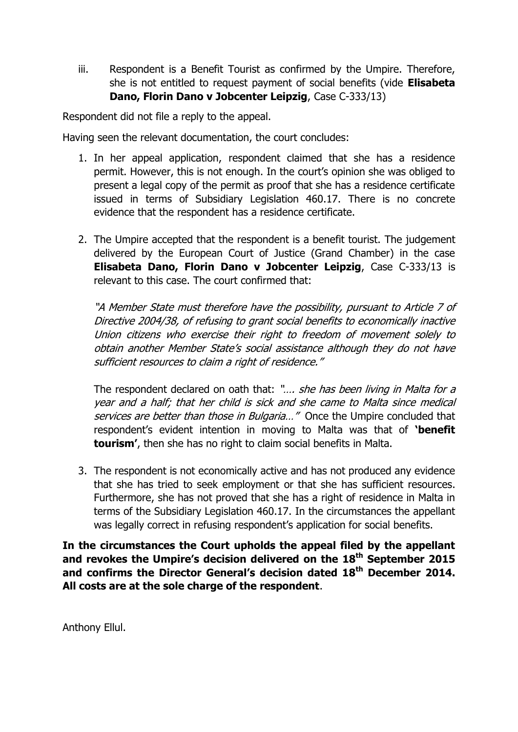iii. Respondent is a Benefit Tourist as confirmed by the Umpire. Therefore, she is not entitled to request payment of social benefits (vide **Elisabeta Dano, Florin Dano v Jobcenter Leipzig**, Case C-333/13)

Respondent did not file a reply to the appeal.

Having seen the relevant documentation, the court concludes:

1. In her appeal application, respondent claimed that she has a residence permit. However, this is not enough. In the court's opinion she was obliged to present a legal copy of the permit as proof that she has a residence certificate issued in terms of Subsidiary Legislation 460.17. There is no concrete evidence that the respondent has a residence certificate.

2. The Umpire accepted that the respondent is a benefit tourist. The judgement delivered by the European Court of Justice (Grand Chamber) in the case **Elisabeta Dano, Florin Dano v Jobcenter Leipzig**, Case C-333/13 is relevant to this case. The court confirmed that:

   *"A Member State must therefore have the possibility, pursuant to Article 7 of Directive 2004/38, of refusing to grant social benefits to economically inactive Union citizens who exercise their right to freedom of movement solely to obtain another Member State's social assistance although they do not have sufficient resources to claim a right of residence."*

   The respondent declared on oath that: *"…. she has been living in Malta for a year and a half; that her child is sick and she came to Malta since medical services are better than those in Bulgaria…"* Once the Umpire concluded that respondent's evident intention in moving to Malta was that of **'benefit tourism'**, then she has no right to claim social benefits in Malta.

3. The respondent is not economically active and has not produced any evidence that she has tried to seek employment or that she has sufficient resources. Furthermore, she has not proved that she has a right of residence in Malta in terms of the Subsidiary Legislation 460.17. In the circumstances the appellant was legally correct in refusing respondent's application for social benefits.

**In the circumstances the Court upholds the appeal filed by the appellant and revokes the Umpire's decision delivered on the 18th September 2015 and confirms the Director General's decision dated 18th December 2014. All costs are at the sole charge of the respondent**.

Anthony Ellul.